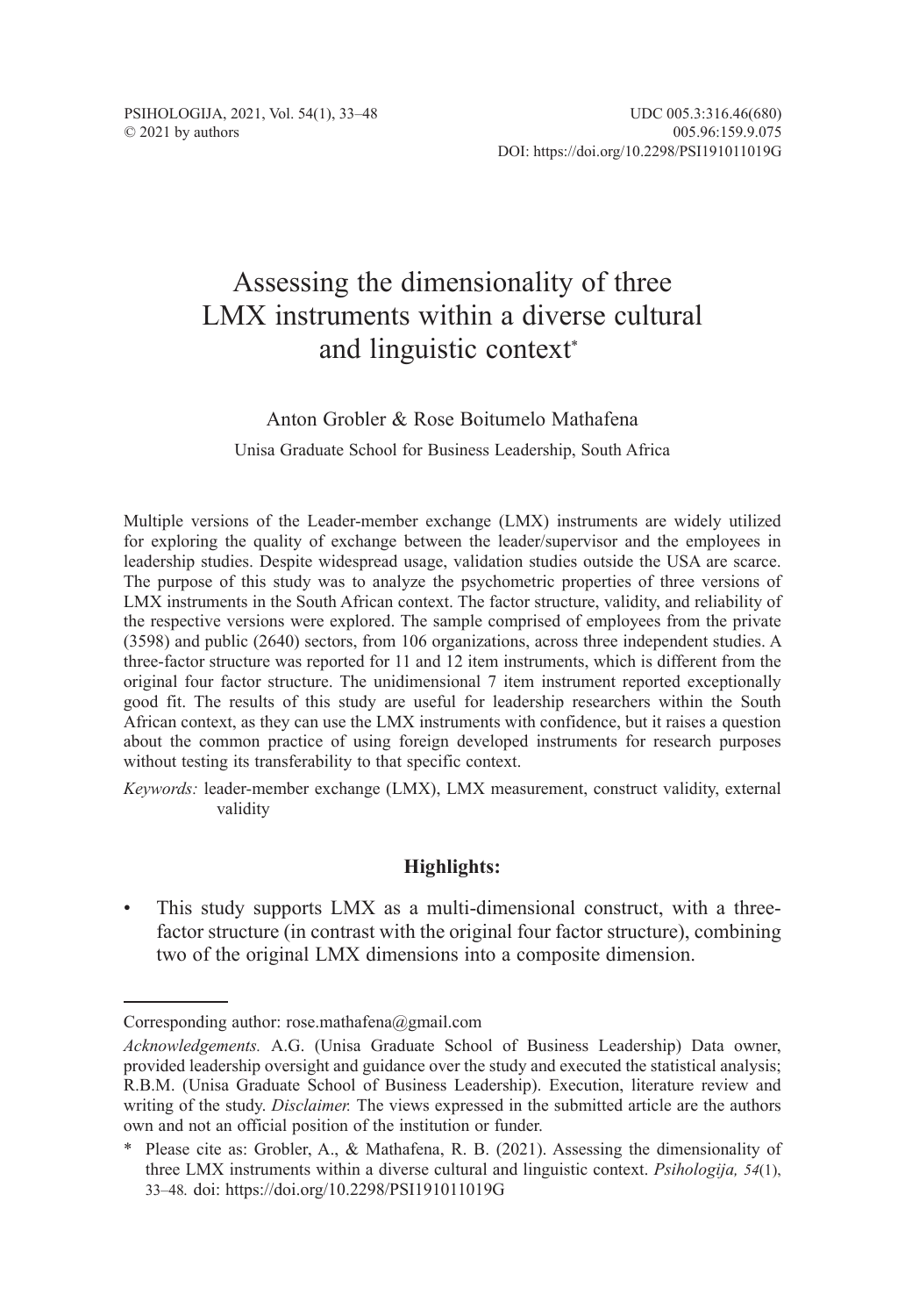# Assessing the dimensionality of three LMX instruments within a diverse cultural and linguistic context*

Anton Grobler & Rose Boitumelo Mathafena

Unisa Graduate School for Business Leadership, South Africa

Multiple versions of the Leader-member exchange (LMX) instruments are widely utilized for exploring the quality of exchange between the leader/supervisor and the employees in leadership studies. Despite widespread usage, validation studies outside the USA are scarce. The purpose of this study was to analyze the psychometric properties of three versions of LMX instruments in the South African context. The factor structure, validity, and reliability of the respective versions were explored. The sample comprised of employees from the private (3598) and public (2640) sectors, from 106 organizations, across three independent studies. A three-factor structure was reported for 11 and 12 item instruments, which is different from the original four factor structure. The unidimensional 7 item instrument reported exceptionally good fit. The results of this study are useful for leadership researchers within the South African context, as they can use the LMX instruments with confidence, but it raises a question about the common practice of using foreign developed instruments for research purposes without testing its transferability to that specific context.

*Keywords:* leader-member exchange (LMX), LMX measurement, construct validity, external validity

**Highlights:**

- This study supports LMX as a multi-dimensional construct, with a three-factor structure (in contrast with the original four factor structure), combining two of the original LMX dimensions into a composite dimension.

---

Corresponding author: rose.mathafena@gmail.com

*Acknowledgements.* A.G. (Unisa Graduate School of Business Leadership) Data owner, provided leadership oversight and guidance over the study and executed the statistical analysis; R.B.M. (Unisa Graduate School of Business Leadership). Execution, literature review and writing of the study. *Disclaimer.* The views expressed in the submitted article are the authors own and not an official position of the institution or funder.

\* Please cite as: Grobler, A., & Mathafena, R. B. (2021). Assessing the dimensionality of three LMX instruments within a diverse cultural and linguistic context. *Psihologija, 54*(1), 33–48. doi: https://doi.org/10.2298/PSI191011019G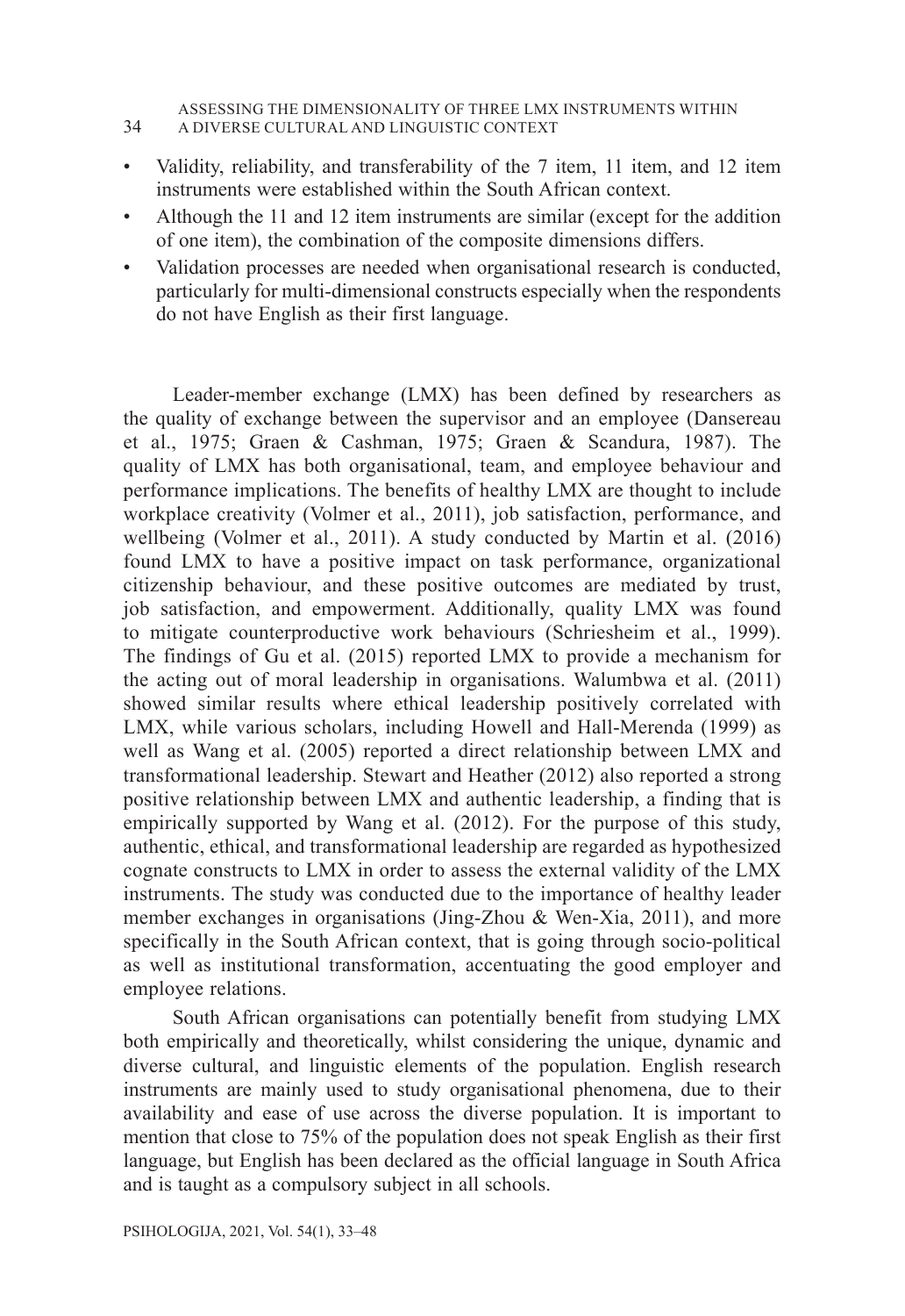- Validity, reliability, and transferability of the 7 item, 11 item, and 12 item instruments were established within the South African context.
- Although the 11 and 12 item instruments are similar (except for the addition of one item), the combination of the composite dimensions differs.
- Validation processes are needed when organisational research is conducted, particularly for multi-dimensional constructs especially when the respondents do not have English as their first language.

Leader-member exchange (LMX) has been defined by researchers as the quality of exchange between the supervisor and an employee (Dansereau et al., 1975; Graen & Cashman, 1975; Graen & Scandura, 1987). The quality of LMX has both organisational, team, and employee behaviour and performance implications. The benefits of healthy LMX are thought to include workplace creativity (Volmer et al., 2011), job satisfaction, performance, and wellbeing (Volmer et al., 2011). A study conducted by Martin et al. (2016) found LMX to have a positive impact on task performance, organizational citizenship behaviour, and these positive outcomes are mediated by trust, job satisfaction, and empowerment. Additionally, quality LMX was found to mitigate counterproductive work behaviours (Schriesheim et al., 1999). The findings of Gu et al. (2015) reported LMX to provide a mechanism for the acting out of moral leadership in organisations. Walumbwa et al. (2011) showed similar results where ethical leadership positively correlated with LMX, while various scholars, including Howell and Hall-Merenda (1999) as well as Wang et al. (2005) reported a direct relationship between LMX and transformational leadership. Stewart and Heather (2012) also reported a strong positive relationship between LMX and authentic leadership, a finding that is empirically supported by Wang et al. (2012). For the purpose of this study, authentic, ethical, and transformational leadership are regarded as hypothesized cognate constructs to LMX in order to assess the external validity of the LMX instruments. The study was conducted due to the importance of healthy leader member exchanges in organisations (Jing-Zhou & Wen-Xia, 2011), and more specifically in the South African context, that is going through socio-political as well as institutional transformation, accentuating the good employer and employee relations.

South African organisations can potentially benefit from studying LMX both empirically and theoretically, whilst considering the unique, dynamic and diverse cultural, and linguistic elements of the population. English research instruments are mainly used to study organisational phenomena, due to their availability and ease of use across the diverse population. It is important to mention that close to 75% of the population does not speak English as their first language, but English has been declared as the official language in South Africa and is taught as a compulsory subject in all schools.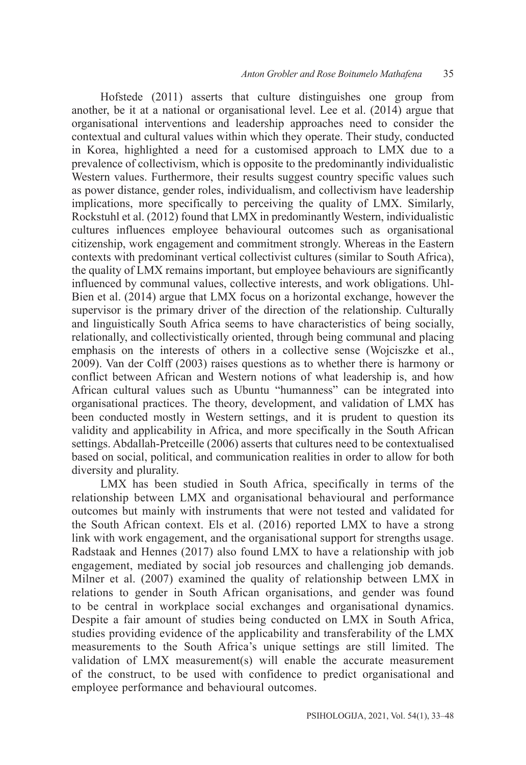Hofstede (2011) asserts that culture distinguishes one group from another, be it at a national or organisational level. Lee et al. (2014) argue that organisational interventions and leadership approaches need to consider the contextual and cultural values within which they operate. Their study, conducted in Korea, highlighted a need for a customised approach to LMX due to a prevalence of collectivism, which is opposite to the predominantly individualistic Western values. Furthermore, their results suggest country specific values such as power distance, gender roles, individualism, and collectivism have leadership implications, more specifically to perceiving the quality of LMX. Similarly, Rockstuhl et al. (2012) found that LMX in predominantly Western, individualistic cultures influences employee behavioural outcomes such as organisational citizenship, work engagement and commitment strongly. Whereas in the Eastern contexts with predominant vertical collectivist cultures (similar to South Africa), the quality of LMX remains important, but employee behaviours are significantly influenced by communal values, collective interests, and work obligations. Uhl-Bien et al. (2014) argue that LMX focus on a horizontal exchange, however the supervisor is the primary driver of the direction of the relationship. Culturally and linguistically South Africa seems to have characteristics of being socially, relationally, and collectivistically oriented, through being communal and placing emphasis on the interests of others in a collective sense (Wojciszke et al., 2009). Van der Colff (2003) raises questions as to whether there is harmony or conflict between African and Western notions of what leadership is, and how African cultural values such as Ubuntu "humanness" can be integrated into organisational practices. The theory, development, and validation of LMX has been conducted mostly in Western settings, and it is prudent to question its validity and applicability in Africa, and more specifically in the South African settings. Abdallah-Pretceille (2006) asserts that cultures need to be contextualised based on social, political, and communication realities in order to allow for both diversity and plurality.

LMX has been studied in South Africa, specifically in terms of the relationship between LMX and organisational behavioural and performance outcomes but mainly with instruments that were not tested and validated for the South African context. Els et al. (2016) reported LMX to have a strong link with work engagement, and the organisational support for strengths usage. Radstaak and Hennes (2017) also found LMX to have a relationship with job engagement, mediated by social job resources and challenging job demands. Milner et al. (2007) examined the quality of relationship between LMX in relations to gender in South African organisations, and gender was found to be central in workplace social exchanges and organisational dynamics. Despite a fair amount of studies being conducted on LMX in South Africa, studies providing evidence of the applicability and transferability of the LMX measurements to the South Africa's unique settings are still limited. The validation of LMX measurement(s) will enable the accurate measurement of the construct, to be used with confidence to predict organisational and employee performance and behavioural outcomes.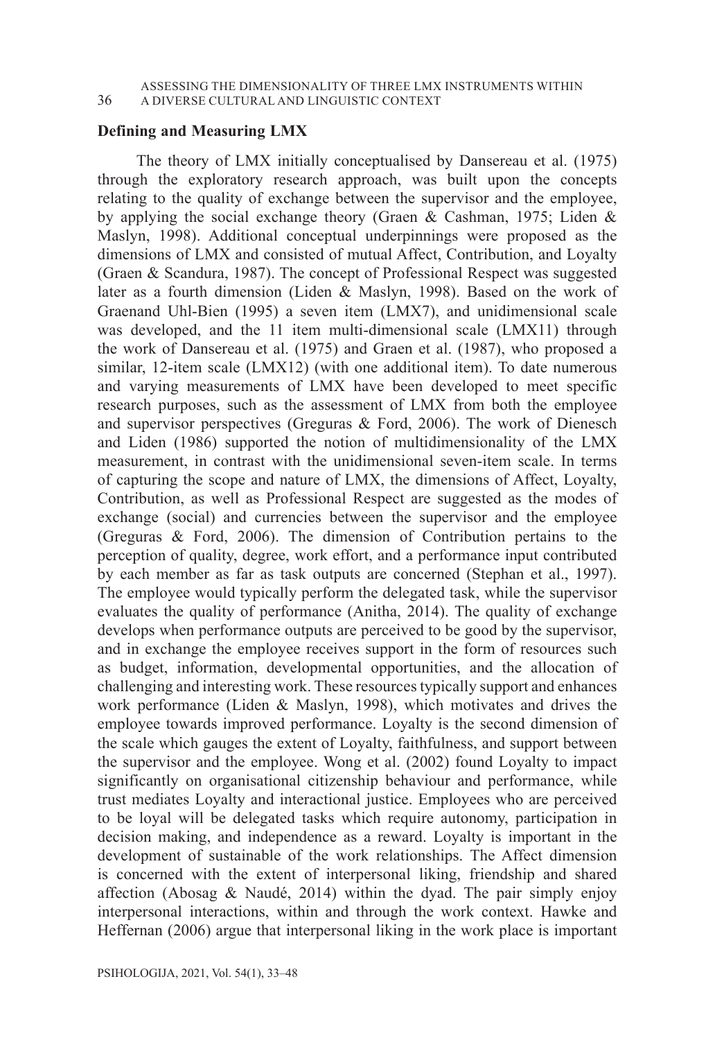## Defining and Measuring LMX

The theory of LMX initially conceptualised by Dansereau et al. (1975) through the exploratory research approach, was built upon the concepts relating to the quality of exchange between the supervisor and the employee, by applying the social exchange theory (Graen & Cashman, 1975; Liden & Maslyn, 1998). Additional conceptual underpinnings were proposed as the dimensions of LMX and consisted of mutual Affect, Contribution, and Loyalty (Graen & Scandura, 1987). The concept of Professional Respect was suggested later as a fourth dimension (Liden & Maslyn, 1998). Based on the work of Graenand Uhl-Bien (1995) a seven item (LMX7), and unidimensional scale was developed, and the 11 item multi-dimensional scale (LMX11) through the work of Dansereau et al. (1975) and Graen et al. (1987), who proposed a similar, 12-item scale (LMX12) (with one additional item). To date numerous and varying measurements of LMX have been developed to meet specific research purposes, such as the assessment of LMX from both the employee and supervisor perspectives (Greguras & Ford, 2006). The work of Dienesch and Liden (1986) supported the notion of multidimensionality of the LMX measurement, in contrast with the unidimensional seven-item scale. In terms of capturing the scope and nature of LMX, the dimensions of Affect, Loyalty, Contribution, as well as Professional Respect are suggested as the modes of exchange (social) and currencies between the supervisor and the employee (Greguras & Ford, 2006). The dimension of Contribution pertains to the perception of quality, degree, work effort, and a performance input contributed by each member as far as task outputs are concerned (Stephan et al., 1997). The employee would typically perform the delegated task, while the supervisor evaluates the quality of performance (Anitha, 2014). The quality of exchange develops when performance outputs are perceived to be good by the supervisor, and in exchange the employee receives support in the form of resources such as budget, information, developmental opportunities, and the allocation of challenging and interesting work. These resources typically support and enhances work performance (Liden & Maslyn, 1998), which motivates and drives the employee towards improved performance. Loyalty is the second dimension of the scale which gauges the extent of Loyalty, faithfulness, and support between the supervisor and the employee. Wong et al. (2002) found Loyalty to impact significantly on organisational citizenship behaviour and performance, while trust mediates Loyalty and interactional justice. Employees who are perceived to be loyal will be delegated tasks which require autonomy, participation in decision making, and independence as a reward. Loyalty is important in the development of sustainable of the work relationships. The Affect dimension is concerned with the extent of interpersonal liking, friendship and shared affection (Abosag & Naudé, 2014) within the dyad. The pair simply enjoy interpersonal interactions, within and through the work context. Hawke and Heffernan (2006) argue that interpersonal liking in the work place is important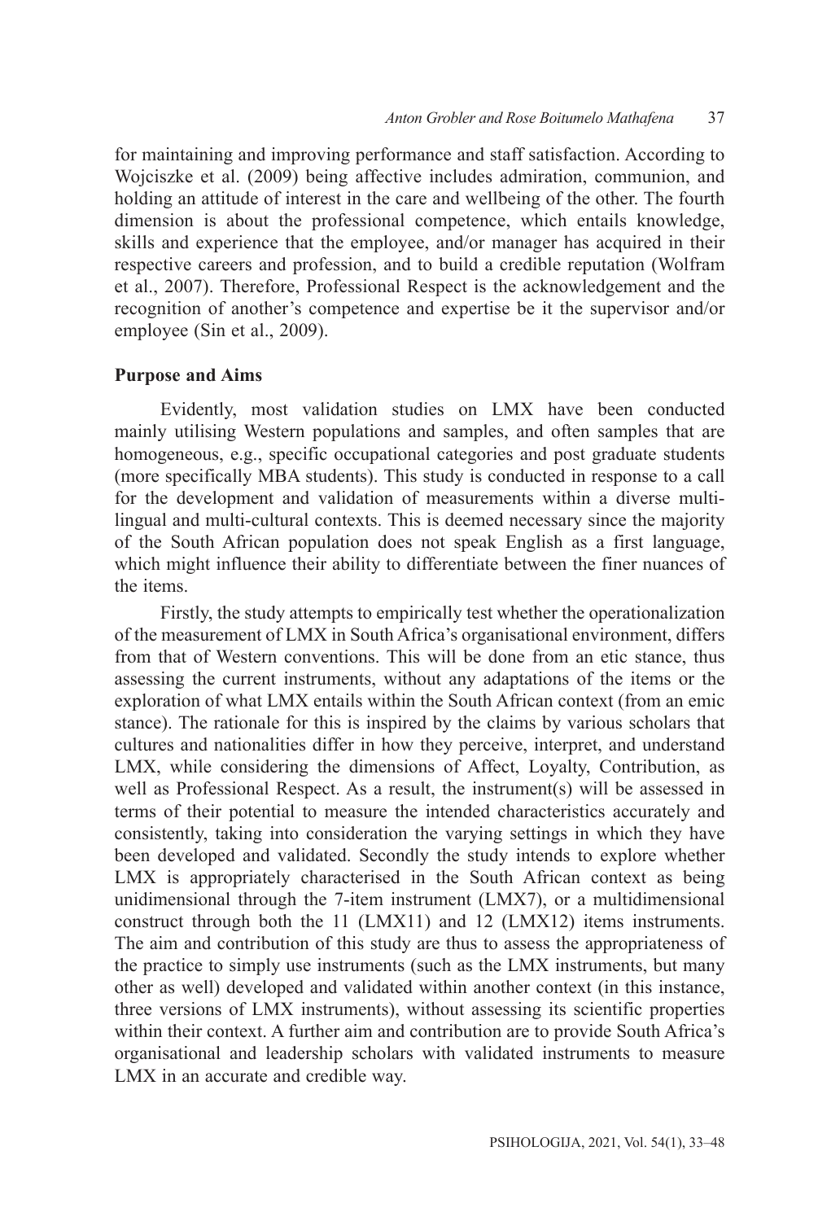for maintaining and improving performance and staff satisfaction. According to Wojciszke et al. (2009) being affective includes admiration, communion, and holding an attitude of interest in the care and wellbeing of the other. The fourth dimension is about the professional competence, which entails knowledge, skills and experience that the employee, and/or manager has acquired in their respective careers and profession, and to build a credible reputation (Wolfram et al., 2007). Therefore, Professional Respect is the acknowledgement and the recognition of another's competence and expertise be it the supervisor and/or employee (Sin et al., 2009).

**Purpose and Aims**

Evidently, most validation studies on LMX have been conducted mainly utilising Western populations and samples, and often samples that are homogeneous, e.g., specific occupational categories and post graduate students (more specifically MBA students). This study is conducted in response to a call for the development and validation of measurements within a diverse multi-lingual and multi-cultural contexts. This is deemed necessary since the majority of the South African population does not speak English as a first language, which might influence their ability to differentiate between the finer nuances of the items.

Firstly, the study attempts to empirically test whether the operationalization of the measurement of LMX in South Africa's organisational environment, differs from that of Western conventions. This will be done from an etic stance, thus assessing the current instruments, without any adaptations of the items or the exploration of what LMX entails within the South African context (from an emic stance). The rationale for this is inspired by the claims by various scholars that cultures and nationalities differ in how they perceive, interpret, and understand LMX, while considering the dimensions of Affect, Loyalty, Contribution, as well as Professional Respect. As a result, the instrument(s) will be assessed in terms of their potential to measure the intended characteristics accurately and consistently, taking into consideration the varying settings in which they have been developed and validated. Secondly the study intends to explore whether LMX is appropriately characterised in the South African context as being unidimensional through the 7-item instrument (LMX7), or a multidimensional construct through both the 11 (LMX11) and 12 (LMX12) items instruments. The aim and contribution of this study are thus to assess the appropriateness of the practice to simply use instruments (such as the LMX instruments, but many other as well) developed and validated within another context (in this instance, three versions of LMX instruments), without assessing its scientific properties within their context. A further aim and contribution are to provide South Africa's organisational and leadership scholars with validated instruments to measure LMX in an accurate and credible way.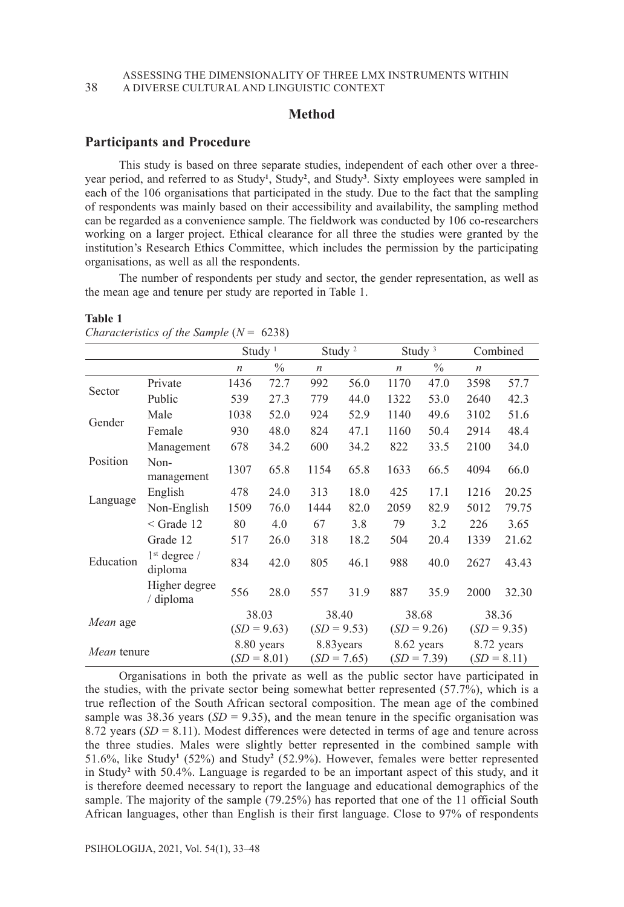## Method

### Participants and Procedure

This study is based on three separate studies, independent of each other over a three-year period, and referred to as Study[1], Study[2], and Study[3]. Sixty employees were sampled in each of the 106 organisations that participated in the study. Due to the fact that the sampling of respondents was mainly based on their accessibility and availability, the sampling method can be regarded as a convenience sample. The fieldwork was conducted by 106 co-researchers working on a larger project. Ethical clearance for all three the studies were granted by the institution's Research Ethics Committee, which includes the permission by the participating organisations, as well as all the respondents.

The number of respondents per study and sector, the gender representation, as well as the mean age and tenure per study are reported in Table 1.

**Table 1**
*Characteristics of the Sample* ($N = 6238$)

| | | Study [1] | | Study [2] | | Study [3] | | Combined | |
|---|---|---|---|---|---|---|---|---|---|
| | | *n* | % | *n* | | *n* | % | *n* | |
| Sector | Private | 1436 | 72.7 | 992 | 56.0 | 1170 | 47.0 | 3598 | 57.7 |
| | Public | 539 | 27.3 | 779 | 44.0 | 1322 | 53.0 | 2640 | 42.3 |
| Gender | Male | 1038 | 52.0 | 924 | 52.9 | 1140 | 49.6 | 3102 | 51.6 |
| | Female | 930 | 48.0 | 824 | 47.1 | 1160 | 50.4 | 2914 | 48.4 |
| Position | Management | 678 | 34.2 | 600 | 34.2 | 822 | 33.5 | 2100 | 34.0 |
| | Non-management | 1307 | 65.8 | 1154 | 65.8 | 1633 | 66.5 | 4094 | 66.0 |
| Language | English | 478 | 24.0 | 313 | 18.0 | 425 | 17.1 | 1216 | 20.25 |
| | Non-English | 1509 | 76.0 | 1444 | 82.0 | 2059 | 82.9 | 5012 | 79.75 |
| Education | < Grade 12 | 80 | 4.0 | 67 | 3.8 | 79 | 3.2 | 226 | 3.65 |
| | Grade 12 | 517 | 26.0 | 318 | 18.2 | 504 | 20.4 | 1339 | 21.62 |
| | 1st degree / diploma | 834 | 42.0 | 805 | 46.1 | 988 | 40.0 | 2627 | 43.43 |
| | Higher degree / diploma | 556 | 28.0 | 557 | 31.9 | 887 | 35.9 | 2000 | 32.30 |
| *Mean* age | | 38.03 ($SD = 9.63$) | | 38.40 ($SD = 9.53$) | | 38.68 ($SD = 9.26$) | | 38.36 ($SD = 9.35$) | |
| *Mean* tenure | | 8.80 years ($SD = 8.01$) | | 8.83years ($SD = 7.65$) | | 8.62 years ($SD = 7.39$) | | 8.72 years ($SD = 8.11$) | |

Organisations in both the private as well as the public sector have participated in the studies, with the private sector being somewhat better represented (57.7%), which is a true reflection of the South African sectoral composition. The mean age of the combined sample was 38.36 years ($SD = 9.35$), and the mean tenure in the specific organisation was 8.72 years ($SD = 8.11$). Modest differences were detected in terms of age and tenure across the three studies. Males were slightly better represented in the combined sample with 51.6%, like Study[1] (52%) and Study[2] (52.9%). However, females were better represented in Study[2] with 50.4%. Language is regarded to be an important aspect of this study, and it is therefore deemed necessary to report the language and educational demographics of the sample. The majority of the sample (79.25%) has reported that one of the 11 official South African languages, other than English is their first language. Close to 97% of respondents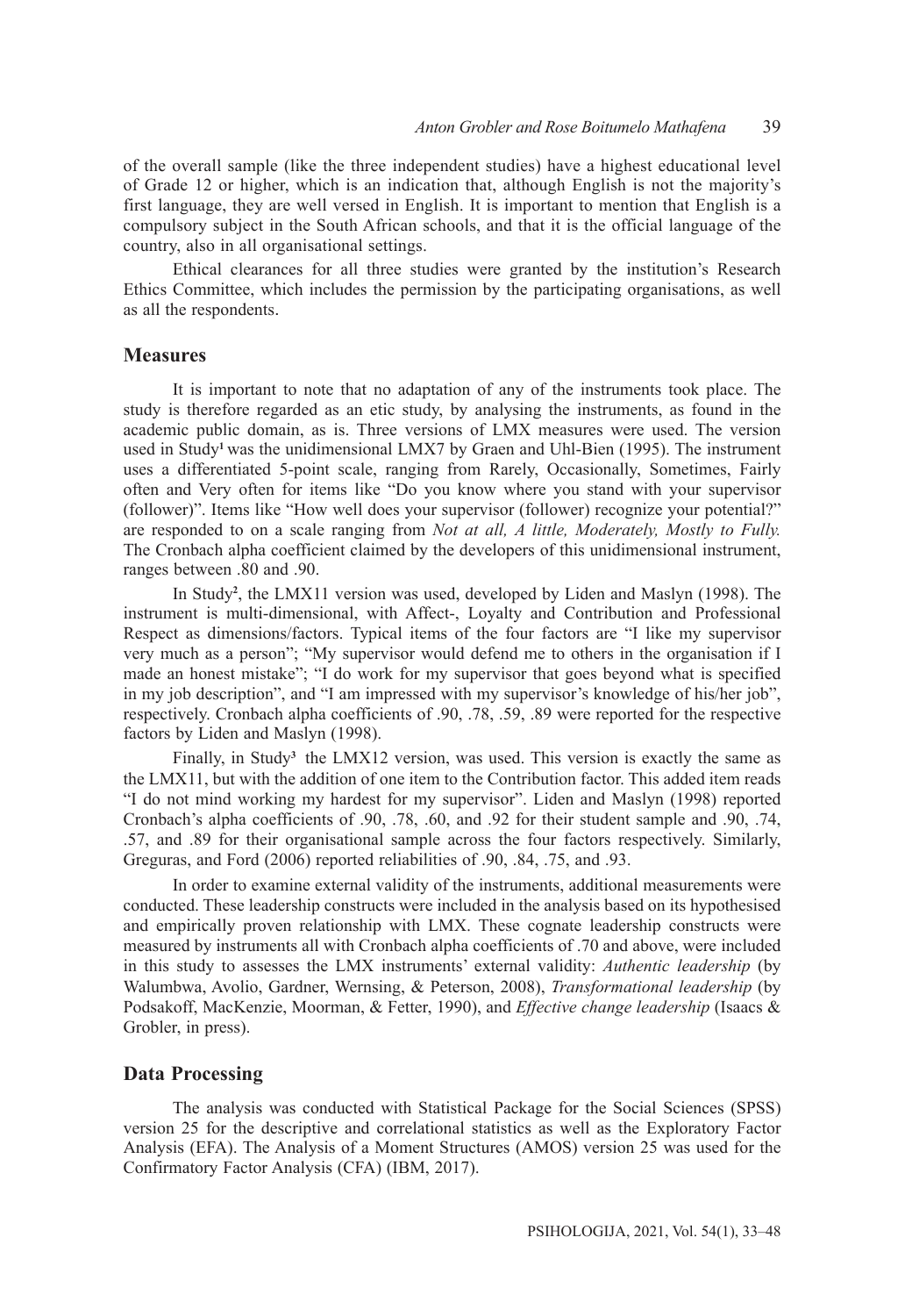of the overall sample (like the three independent studies) have a highest educational level of Grade 12 or higher, which is an indication that, although English is not the majority's first language, they are well versed in English. It is important to mention that English is a compulsory subject in the South African schools, and that it is the official language of the country, also in all organisational settings.

Ethical clearances for all three studies were granted by the institution's Research Ethics Committee, which includes the permission by the participating organisations, as well as all the respondents.

## Measures

It is important to note that no adaptation of any of the instruments took place. The study is therefore regarded as an etic study, by analysing the instruments, as found in the academic public domain, as is. Three versions of LMX measures were used. The version used in Study[1] was the unidimensional LMX7 by Graen and Uhl-Bien (1995). The instrument uses a differentiated 5-point scale, ranging from Rarely, Occasionally, Sometimes, Fairly often and Very often for items like "Do you know where you stand with your supervisor (follower)". Items like "How well does your supervisor (follower) recognize your potential?" are responded to on a scale ranging from *Not at all, A little, Moderately, Mostly to Fully.* The Cronbach alpha coefficient claimed by the developers of this unidimensional instrument, ranges between .80 and .90.

In Study[2], the LMX11 version was used, developed by Liden and Maslyn (1998). The instrument is multi-dimensional, with Affect-, Loyalty and Contribution and Professional Respect as dimensions/factors. Typical items of the four factors are "I like my supervisor very much as a person"; "My supervisor would defend me to others in the organisation if I made an honest mistake"; "I do work for my supervisor that goes beyond what is specified in my job description", and "I am impressed with my supervisor's knowledge of his/her job", respectively. Cronbach alpha coefficients of .90, .78, .59, .89 were reported for the respective factors by Liden and Maslyn (1998).

Finally, in Study[3] the LMX12 version, was used. This version is exactly the same as the LMX11, but with the addition of one item to the Contribution factor. This added item reads "I do not mind working my hardest for my supervisor". Liden and Maslyn (1998) reported Cronbach's alpha coefficients of .90, .78, .60, and .92 for their student sample and .90, .74, .57, and .89 for their organisational sample across the four factors respectively. Similarly, Greguras, and Ford (2006) reported reliabilities of .90, .84, .75, and .93.

In order to examine external validity of the instruments, additional measurements were conducted. These leadership constructs were included in the analysis based on its hypothesised and empirically proven relationship with LMX. These cognate leadership constructs were measured by instruments all with Cronbach alpha coefficients of .70 and above, were included in this study to assesses the LMX instruments' external validity: *Authentic leadership* (by Walumbwa, Avolio, Gardner, Wernsing, & Peterson, 2008), *Transformational leadership* (by Podsakoff, MacKenzie, Moorman, & Fetter, 1990), and *Effective change leadership* (Isaacs & Grobler, in press).

## Data Processing

The analysis was conducted with Statistical Package for the Social Sciences (SPSS) version 25 for the descriptive and correlational statistics as well as the Exploratory Factor Analysis (EFA). The Analysis of a Moment Structures (AMOS) version 25 was used for the Confirmatory Factor Analysis (CFA) (IBM, 2017).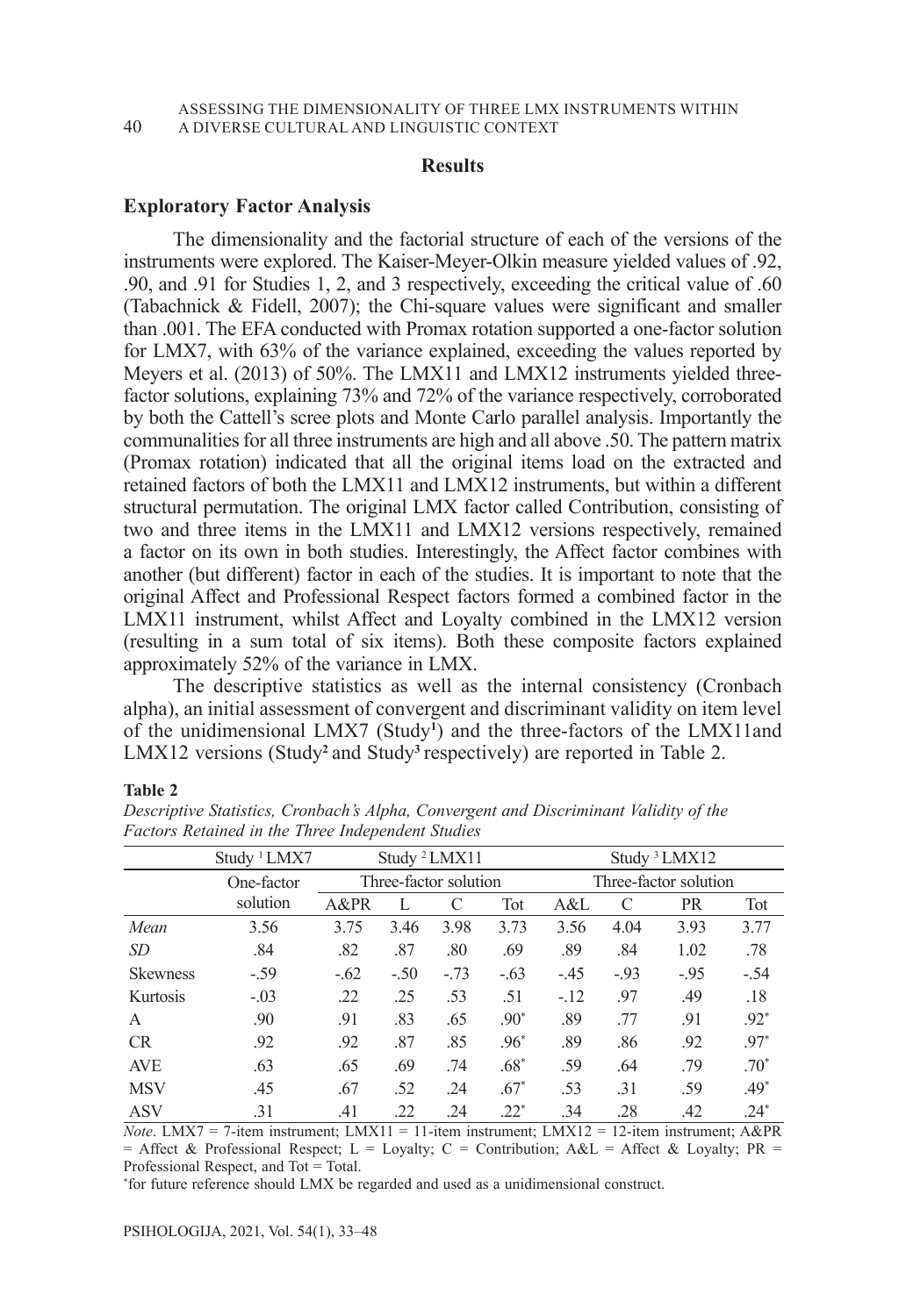## Results

### Exploratory Factor Analysis

The dimensionality and the factorial structure of each of the versions of the instruments were explored. The Kaiser-Meyer-Olkin measure yielded values of .92, .90, and .91 for Studies 1, 2, and 3 respectively, exceeding the critical value of .60 (Tabachnick & Fidell, 2007); the Chi-square values were significant and smaller than .001. The EFA conducted with Promax rotation supported a one-factor solution for LMX7, with 63% of the variance explained, exceeding the values reported by Meyers et al. (2013) of 50%. The LMX11 and LMX12 instruments yielded three-factor solutions, explaining 73% and 72% of the variance respectively, corroborated by both the Cattell's scree plots and Monte Carlo parallel analysis. Importantly the communalities for all three instruments are high and all above .50. The pattern matrix (Promax rotation) indicated that all the original items load on the extracted and retained factors of both the LMX11 and LMX12 instruments, but within a different structural permutation. The original LMX factor called Contribution, consisting of two and three items in the LMX11 and LMX12 versions respectively, remained a factor on its own in both studies. Interestingly, the Affect factor combines with another (but different) factor in each of the studies. It is important to note that the original Affect and Professional Respect factors formed a combined factor in the LMX11 instrument, whilst Affect and Loyalty combined in the LMX12 version (resulting in a sum total of six items). Both these composite factors explained approximately 52% of the variance in LMX.

The descriptive statistics as well as the internal consistency (Cronbach alpha), an initial assessment of convergent and discriminant validity on item level of the unidimensional LMX7 (Study[1]) and the three-factors of the LMX11and LMX12 versions (Study[2] and Study[3] respectively) are reported in Table 2.

**Table 2**

*Descriptive Statistics, Cronbach's Alpha, Convergent and Discriminant Validity of the Factors Retained in the Three Independent Studies*

| | Study [1] LMX7 | Study [2] LMX11 | | | | Study [3] LMX12 | | | |
|---|---|---|---|---|---|---|---|---|---|
| | One-factor solution | Three-factor solution | | | | Three-factor solution | | | |
| | | A&PR | L | C | Tot | A&L | C | PR | Tot |
| *Mean* | 3.56 | 3.75 | 3.46 | 3.98 | 3.73 | 3.56 | 4.04 | 3.93 | 3.77 |
| *SD* | .84 | .82 | .87 | .80 | .69 | .89 | .84 | 1.02 | .78 |
| Skewness | -.59 | -.62 | -.50 | -.73 | -.63 | -.45 | -.93 | -.95 | -.54 |
| Kurtosis | -.03 | .22 | .25 | .53 | .51 | -.12 | .97 | .49 | .18 |
| A | .90 | .91 | .83 | .65 | .90* | .89 | .77 | .91 | .92* |
| CR | .92 | .92 | .87 | .85 | .96* | .89 | .86 | .92 | .97* |
| AVE | .63 | .65 | .69 | .74 | .68* | .59 | .64 | .79 | .70* |
| MSV | .45 | .67 | .52 | .24 | .67* | .53 | .31 | .59 | .49* |
| ASV | .31 | .41 | .22 | .24 | .22* | .34 | .28 | .42 | .24* |

*Note*. LMX7 = 7-item instrument; LMX11 = 11-item instrument; LMX12 = 12-item instrument; A&PR = Affect & Professional Respect; L = Loyalty; C = Contribution; A&L = Affect & Loyalty; PR = Professional Respect, and Tot = Total.

*for future reference should LMX be regarded and used as a unidimensional construct.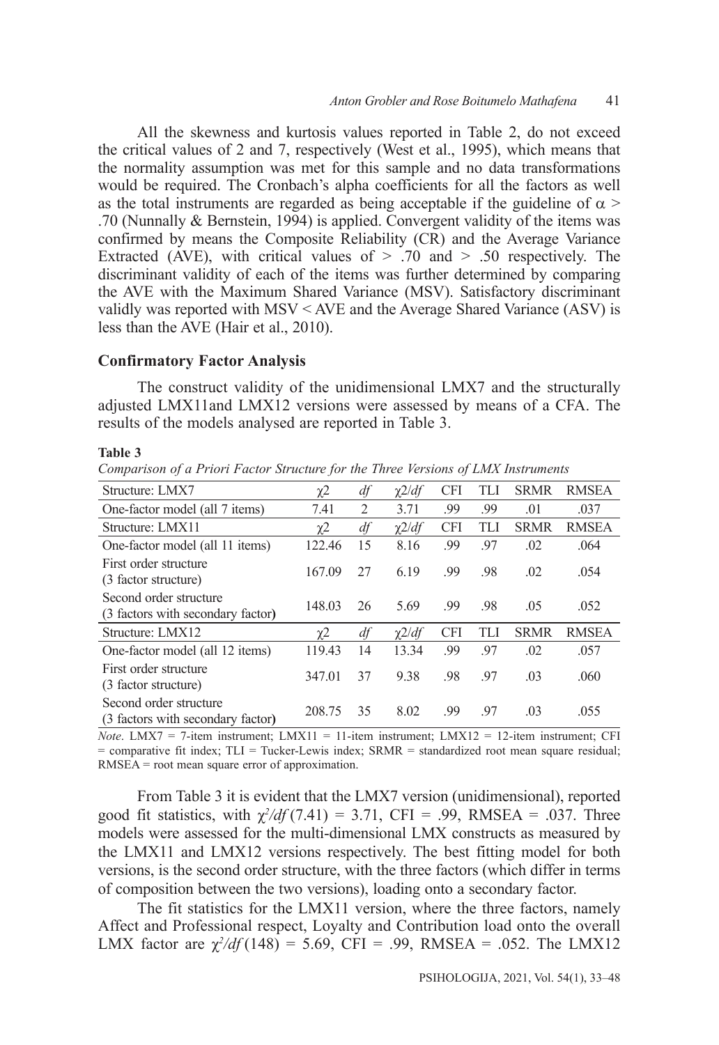All the skewness and kurtosis values reported in Table 2, do not exceed the critical values of 2 and 7, respectively (West et al., 1995), which means that the normality assumption was met for this sample and no data transformations would be required. The Cronbach's alpha coefficients for all the factors as well as the total instruments are regarded as being acceptable if the guideline of $\alpha >$ .70 (Nunnally & Bernstein, 1994) is applied. Convergent validity of the items was confirmed by means the Composite Reliability (CR) and the Average Variance Extracted (AVE), with critical values of > .70 and > .50 respectively. The discriminant validity of each of the items was further determined by comparing the AVE with the Maximum Shared Variance (MSV). Satisfactory discriminant validly was reported with MSV < AVE and the Average Shared Variance (ASV) is less than the AVE (Hair et al., 2010).

### Confirmatory Factor Analysis

The construct validity of the unidimensional LMX7 and the structurally adjusted LMX11and LMX12 versions were assessed by means of a CFA. The results of the models analysed are reported in Table 3.

**Table 3**

*Comparison of a Priori Factor Structure for the Three Versions of LMX Instruments*

| Structure: LMX7 | $\chi 2$ | *df* | $\chi 2/df$ | CFI | TLI | SRMR | RMSEA |
|---|---|---|---|---|---|---|---|
| One-factor model (all 7 items) | 7.41 | 2 | 3.71 | .99 | .99 | .01 | .037 |
| **Structure: LMX11** | $\chi 2$ | *df* | $\chi 2/df$ | CFI | TLI | SRMR | RMSEA |
| One-factor model (all 11 items) | 122.46 | 15 | 8.16 | .99 | .97 | .02 | .064 |
| First order structure (3 factor structure) | 167.09 | 27 | 6.19 | .99 | .98 | .02 | .054 |
| Second order structure (3 factors with secondary factor) | 148.03 | 26 | 5.69 | .99 | .98 | .05 | .052 |
| **Structure: LMX12** | $\chi 2$ | *df* | $\chi 2/df$ | CFI | TLI | SRMR | RMSEA |
| One-factor model (all 12 items) | 119.43 | 14 | 13.34 | .99 | .97 | .02 | .057 |
| First order structure (3 factor structure) | 347.01 | 37 | 9.38 | .98 | .97 | .03 | .060 |
| Second order structure (3 factors with secondary factor) | 208.75 | 35 | 8.02 | .99 | .97 | .03 | .055 |

*Note*. LMX7 = 7-item instrument; LMX11 = 11-item instrument; LMX12 = 12-item instrument; CFI = comparative fit index; TLI = Tucker-Lewis index; SRMR = standardized root mean square residual; RMSEA = root mean square error of approximation.

From Table 3 it is evident that the LMX7 version (unidimensional), reported good fit statistics, with $\chi^2/df\,(7.41) = 3.71$, CFI = .99, RMSEA = .037. Three models were assessed for the multi-dimensional LMX constructs as measured by the LMX11 and LMX12 versions respectively. The best fitting model for both versions, is the second order structure, with the three factors (which differ in terms of composition between the two versions), loading onto a secondary factor.

The fit statistics for the LMX11 version, where the three factors, namely Affect and Professional respect, Loyalty and Contribution load onto the overall LMX factor are $\chi^2/df\,(148) = 5.69$, CFI = .99, RMSEA = .052. The LMX12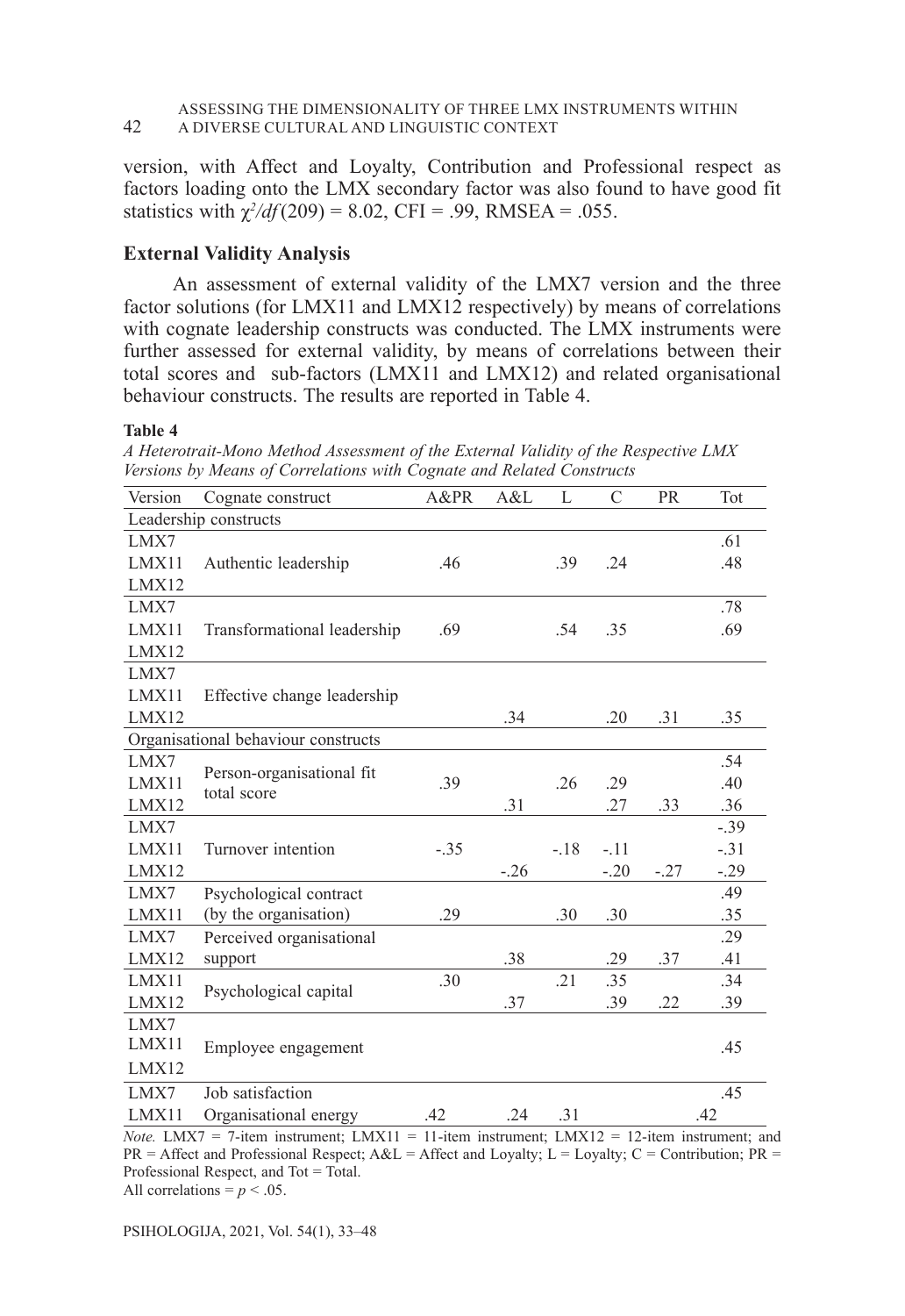version, with Affect and Loyalty, Contribution and Professional respect as factors loading onto the LMX secondary factor was also found to have good fit statistics with $\chi^2/df\,(209) = 8.02$, CFI = .99, RMSEA = .055.

### External Validity Analysis

An assessment of external validity of the LMX7 version and the three factor solutions (for LMX11 and LMX12 respectively) by means of correlations with cognate leadership constructs was conducted. The LMX instruments were further assessed for external validity, by means of correlations between their total scores and sub-factors (LMX11 and LMX12) and related organisational behaviour constructs. The results are reported in Table 4.

**Table 4**

*A Heterotrait-Mono Method Assessment of the External Validity of the Respective LMX Versions by Means of Correlations with Cognate and Related Constructs*

| Version | Cognate construct | A&PR | A&L | L | C | PR | Tot |
|---|---|---|---|---|---|---|---|
| Leadership constructs | | | | | | | |
| LMX7 | Authentic leadership | | | | | | .61 |
| LMX11 | | .46 | | .39 | .24 | | .48 |
| LMX12 | | | | | | | |
| LMX7 | Transformational leadership | | | | | | .78 |
| LMX11 | | .69 | | .54 | .35 | | .69 |
| LMX12 | | | | | | | |
| LMX7 | Effective change leadership | | | | | | |
| LMX11 | | | | | | | |
| LMX12 | | | .34 | | .20 | .31 | .35 |
| Organisational behaviour constructs | | | | | | | |
| LMX7 | Person-organisational fit total score | | | | | | .54 |
| LMX11 | | .39 | | .26 | .29 | | .40 |
| LMX12 | | | .31 | | .27 | .33 | .36 |
| LMX7 | Turnover intention | | | | | | -.39 |
| LMX11 | | -.35 | | -.18 | -.11 | | -.31 |
| LMX12 | | | -.26 | | -.20 | -.27 | -.29 |
| LMX7 | Psychological contract (by the organisation) | | | | | | .49 |
| LMX11 | | .29 | | .30 | .30 | | .35 |
| LMX7 | Perceived organisational support | | | | | | .29 |
| LMX12 | | | .38 | | .29 | .37 | .41 |
| LMX11 | Psychological capital | .30 | | .21 | .35 | | .34 |
| LMX12 | | | .37 | | .39 | .22 | .39 |
| LMX7 | Employee engagement | | | | | | |
| LMX11 | | | | | | | .45 |
| LMX12 | | | | | | | |
| LMX7 | Job satisfaction | | | | | | .45 |
| LMX11 | Organisational energy | .42 | .24 | .31 | | | .42 |

*Note.* LMX7 = 7-item instrument; LMX11 = 11-item instrument; LMX12 = 12-item instrument; and PR = Affect and Professional Respect; A&L = Affect and Loyalty; L = Loyalty; C = Contribution; PR = Professional Respect, and Tot = Total.
All correlations = $p < .05$.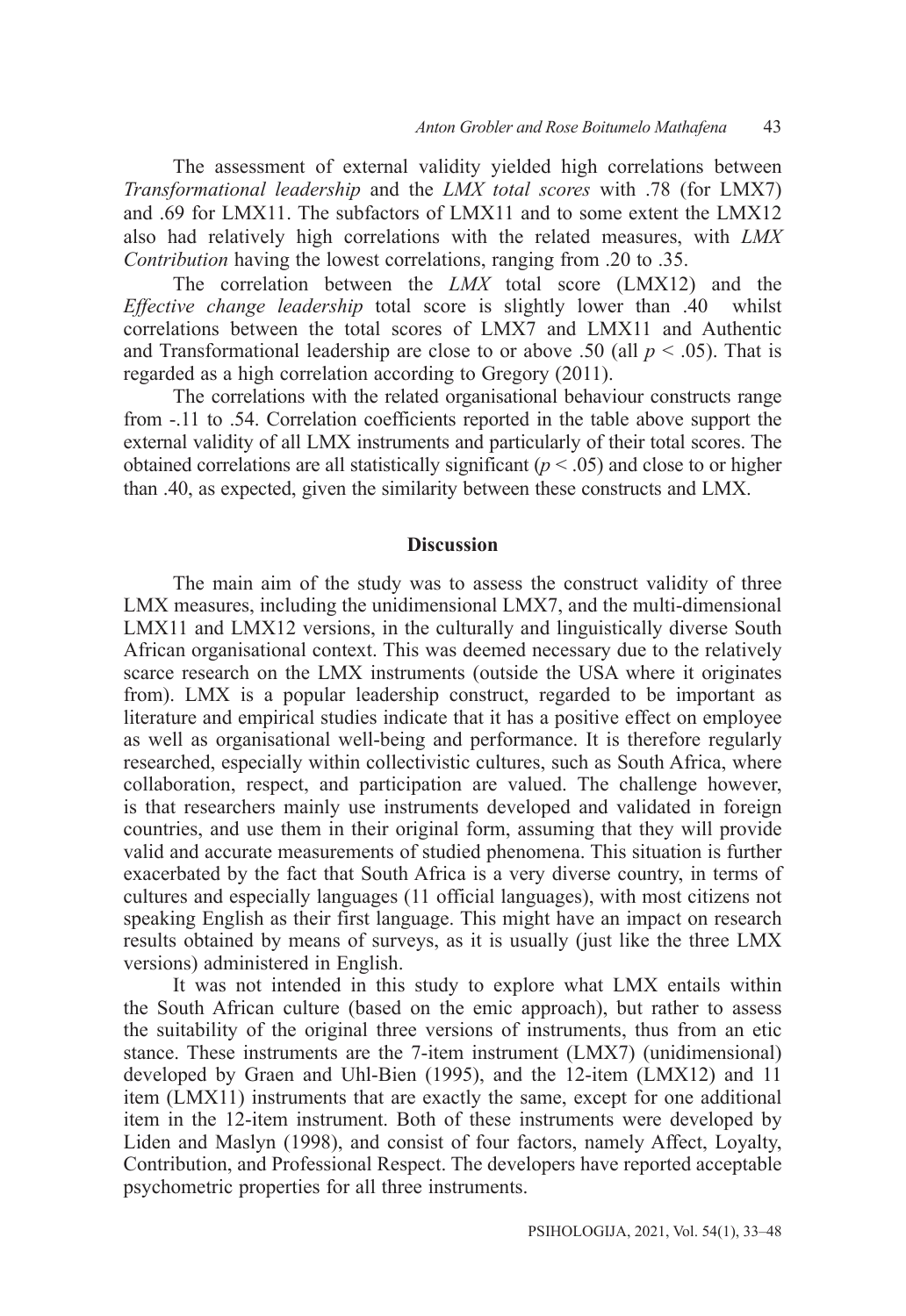The assessment of external validity yielded high correlations between *Transformational leadership* and the *LMX total scores* with .78 (for LMX7) and .69 for LMX11. The subfactors of LMX11 and to some extent the LMX12 also had relatively high correlations with the related measures, with *LMX Contribution* having the lowest correlations, ranging from .20 to .35.

The correlation between the *LMX* total score (LMX12) and the *Effective change leadership* total score is slightly lower than .40 whilst correlations between the total scores of LMX7 and LMX11 and Authentic and Transformational leadership are close to or above .50 (all $p < .05$). That is regarded as a high correlation according to Gregory (2011).

The correlations with the related organisational behaviour constructs range from -.11 to .54. Correlation coefficients reported in the table above support the external validity of all LMX instruments and particularly of their total scores. The obtained correlations are all statistically significant ($p < .05$) and close to or higher than .40, as expected, given the similarity between these constructs and LMX.

## Discussion

The main aim of the study was to assess the construct validity of three LMX measures, including the unidimensional LMX7, and the multi-dimensional LMX11 and LMX12 versions, in the culturally and linguistically diverse South African organisational context. This was deemed necessary due to the relatively scarce research on the LMX instruments (outside the USA where it originates from). LMX is a popular leadership construct, regarded to be important as literature and empirical studies indicate that it has a positive effect on employee as well as organisational well-being and performance. It is therefore regularly researched, especially within collectivistic cultures, such as South Africa, where collaboration, respect, and participation are valued. The challenge however, is that researchers mainly use instruments developed and validated in foreign countries, and use them in their original form, assuming that they will provide valid and accurate measurements of studied phenomena. This situation is further exacerbated by the fact that South Africa is a very diverse country, in terms of cultures and especially languages (11 official languages), with most citizens not speaking English as their first language. This might have an impact on research results obtained by means of surveys, as it is usually (just like the three LMX versions) administered in English.

It was not intended in this study to explore what LMX entails within the South African culture (based on the emic approach), but rather to assess the suitability of the original three versions of instruments, thus from an etic stance. These instruments are the 7-item instrument (LMX7) (unidimensional) developed by Graen and Uhl-Bien (1995), and the 12-item (LMX12) and 11 item (LMX11) instruments that are exactly the same, except for one additional item in the 12-item instrument. Both of these instruments were developed by Liden and Maslyn (1998), and consist of four factors, namely Affect, Loyalty, Contribution, and Professional Respect. The developers have reported acceptable psychometric properties for all three instruments.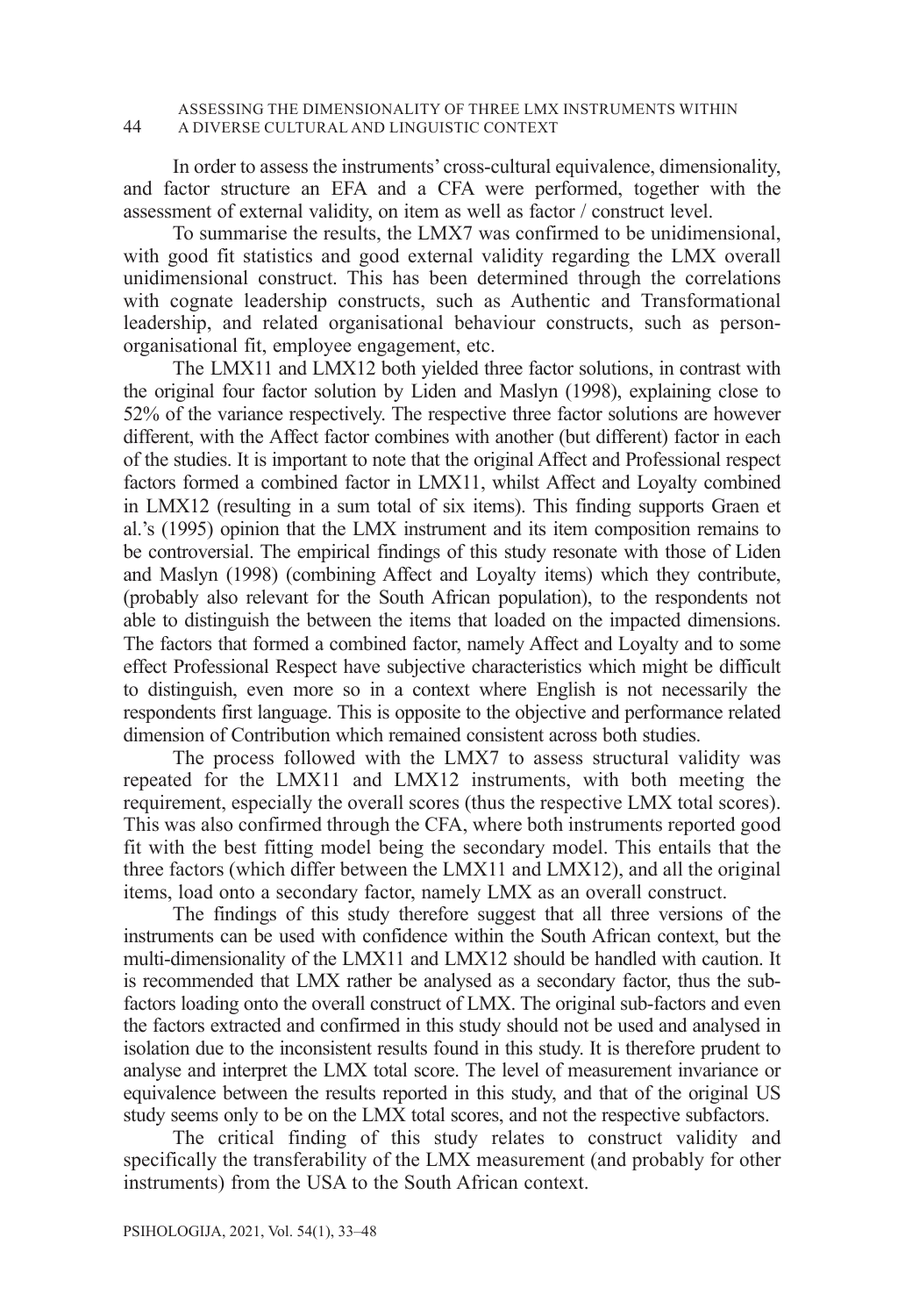In order to assess the instruments' cross-cultural equivalence, dimensionality, and factor structure an EFA and a CFA were performed, together with the assessment of external validity, on item as well as factor / construct level.

To summarise the results, the LMX7 was confirmed to be unidimensional, with good fit statistics and good external validity regarding the LMX overall unidimensional construct. This has been determined through the correlations with cognate leadership constructs, such as Authentic and Transformational leadership, and related organisational behaviour constructs, such as person-organisational fit, employee engagement, etc.

The LMX11 and LMX12 both yielded three factor solutions, in contrast with the original four factor solution by Liden and Maslyn (1998), explaining close to 52% of the variance respectively. The respective three factor solutions are however different, with the Affect factor combines with another (but different) factor in each of the studies. It is important to note that the original Affect and Professional respect factors formed a combined factor in LMX11, whilst Affect and Loyalty combined in LMX12 (resulting in a sum total of six items). This finding supports Graen et al.'s (1995) opinion that the LMX instrument and its item composition remains to be controversial. The empirical findings of this study resonate with those of Liden and Maslyn (1998) (combining Affect and Loyalty items) which they contribute, (probably also relevant for the South African population), to the respondents not able to distinguish the between the items that loaded on the impacted dimensions. The factors that formed a combined factor, namely Affect and Loyalty and to some effect Professional Respect have subjective characteristics which might be difficult to distinguish, even more so in a context where English is not necessarily the respondents first language. This is opposite to the objective and performance related dimension of Contribution which remained consistent across both studies.

The process followed with the LMX7 to assess structural validity was repeated for the LMX11 and LMX12 instruments, with both meeting the requirement, especially the overall scores (thus the respective LMX total scores). This was also confirmed through the CFA, where both instruments reported good fit with the best fitting model being the secondary model. This entails that the three factors (which differ between the LMX11 and LMX12), and all the original items, load onto a secondary factor, namely LMX as an overall construct.

The findings of this study therefore suggest that all three versions of the instruments can be used with confidence within the South African context, but the multi-dimensionality of the LMX11 and LMX12 should be handled with caution. It is recommended that LMX rather be analysed as a secondary factor, thus the sub-factors loading onto the overall construct of LMX. The original sub-factors and even the factors extracted and confirmed in this study should not be used and analysed in isolation due to the inconsistent results found in this study. It is therefore prudent to analyse and interpret the LMX total score. The level of measurement invariance or equivalence between the results reported in this study, and that of the original US study seems only to be on the LMX total scores, and not the respective subfactors.

The critical finding of this study relates to construct validity and specifically the transferability of the LMX measurement (and probably for other instruments) from the USA to the South African context.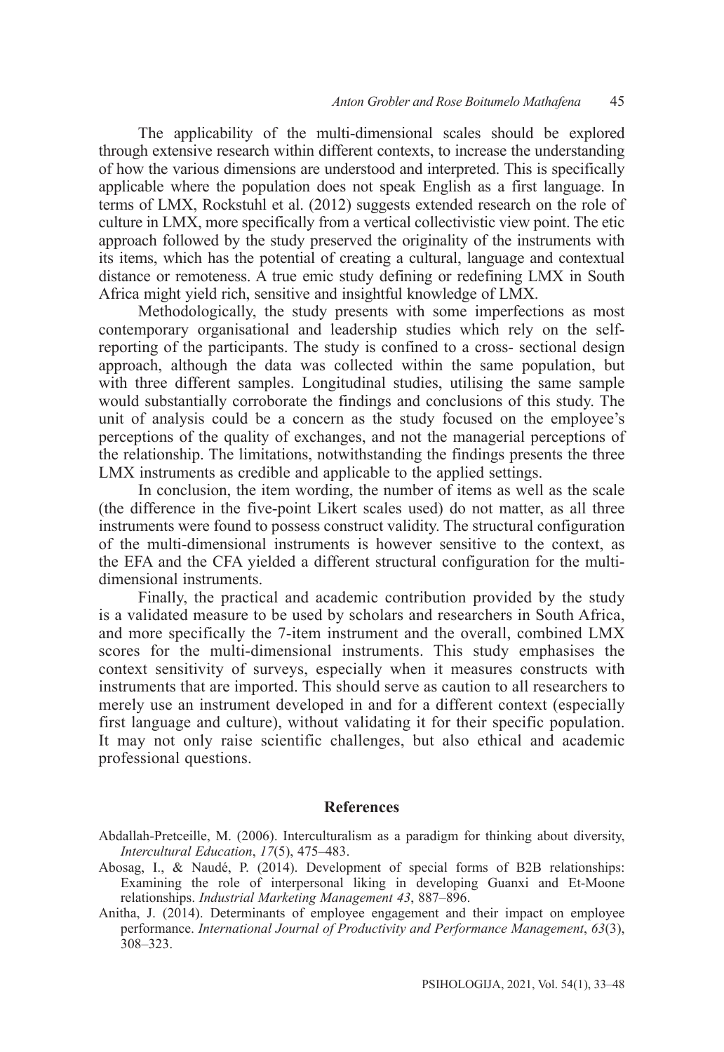The applicability of the multi-dimensional scales should be explored through extensive research within different contexts, to increase the understanding of how the various dimensions are understood and interpreted. This is specifically applicable where the population does not speak English as a first language. In terms of LMX, Rockstuhl et al. (2012) suggests extended research on the role of culture in LMX, more specifically from a vertical collectivistic view point. The etic approach followed by the study preserved the originality of the instruments with its items, which has the potential of creating a cultural, language and contextual distance or remoteness. A true emic study defining or redefining LMX in South Africa might yield rich, sensitive and insightful knowledge of LMX.

Methodologically, the study presents with some imperfections as most contemporary organisational and leadership studies which rely on the self-reporting of the participants. The study is confined to a cross- sectional design approach, although the data was collected within the same population, but with three different samples. Longitudinal studies, utilising the same sample would substantially corroborate the findings and conclusions of this study. The unit of analysis could be a concern as the study focused on the employee's perceptions of the quality of exchanges, and not the managerial perceptions of the relationship. The limitations, notwithstanding the findings presents the three LMX instruments as credible and applicable to the applied settings.

In conclusion, the item wording, the number of items as well as the scale (the difference in the five-point Likert scales used) do not matter, as all three instruments were found to possess construct validity. The structural configuration of the multi-dimensional instruments is however sensitive to the context, as the EFA and the CFA yielded a different structural configuration for the multi-dimensional instruments.

Finally, the practical and academic contribution provided by the study is a validated measure to be used by scholars and researchers in South Africa, and more specifically the 7-item instrument and the overall, combined LMX scores for the multi-dimensional instruments. This study emphasises the context sensitivity of surveys, especially when it measures constructs with instruments that are imported. This should serve as caution to all researchers to merely use an instrument developed in and for a different context (especially first language and culture), without validating it for their specific population. It may not only raise scientific challenges, but also ethical and academic professional questions.

## References

Abdallah-Pretceille, M. (2006). Interculturalism as a paradigm for thinking about diversity, *Intercultural Education*, *17*(5), 475–483.

Abosag, I., & Naudé, P. (2014). Development of special forms of B2B relationships: Examining the role of interpersonal liking in developing Guanxi and Et-Moone relationships. *Industrial Marketing Management 43*, 887–896.

Anitha, J. (2014). Determinants of employee engagement and their impact on employee performance. *International Journal of Productivity and Performance Management*, *63*(3), 308–323.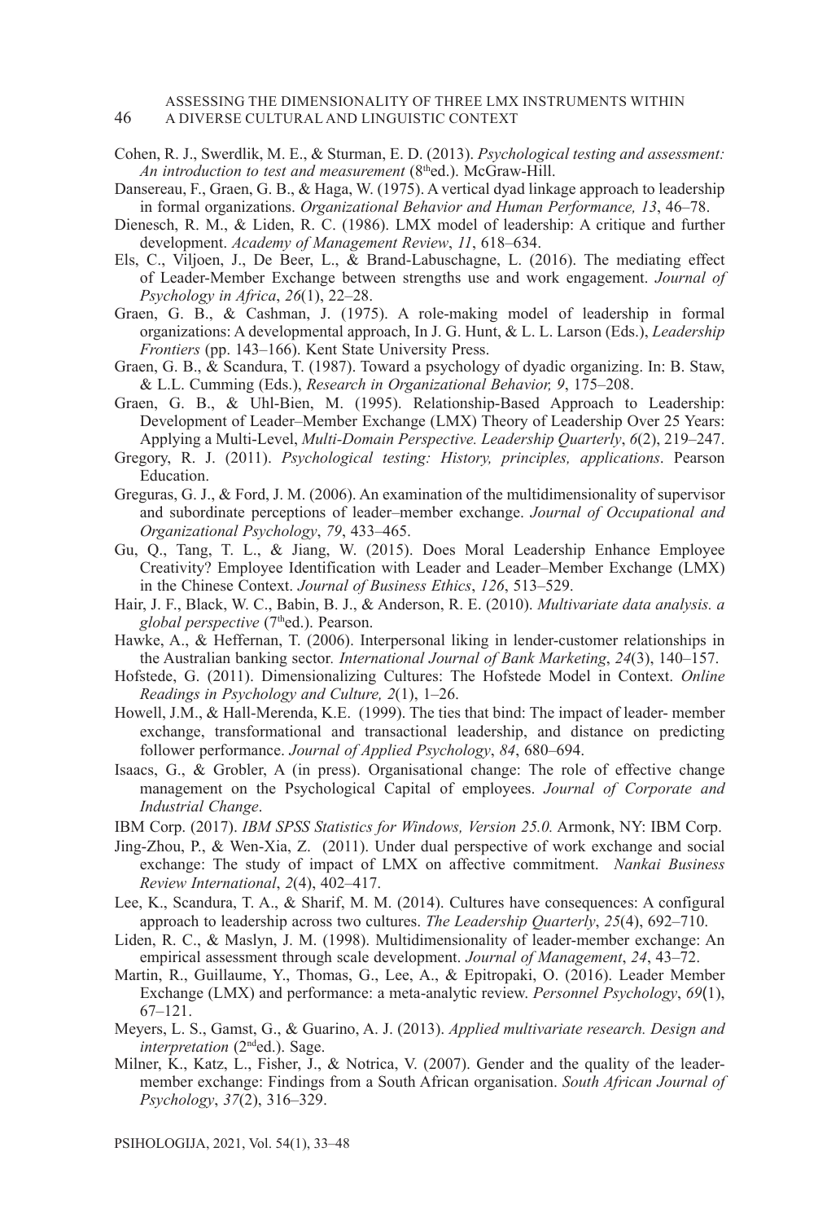Cohen, R. J., Swerdlik, M. E., & Sturman, E. D. (2013). *Psychological testing and assessment: An introduction to test and measurement* (8[th]ed.). McGraw-Hill.

Dansereau, F., Graen, G. B., & Haga, W. (1975). A vertical dyad linkage approach to leadership in formal organizations. *Organizational Behavior and Human Performance, 13*, 46–78.

Dienesch, R. M., & Liden, R. C. (1986). LMX model of leadership: A critique and further development. *Academy of Management Review*, *11*, 618–634.

Els, C., Viljoen, J., De Beer, L., & Brand-Labuschagne, L. (2016). The mediating effect of Leader-Member Exchange between strengths use and work engagement. *Journal of Psychology in Africa*, *26*(1), 22–28.

Graen, G. B., & Cashman, J. (1975). A role-making model of leadership in formal organizations: A developmental approach, In J. G. Hunt, & L. L. Larson (Eds.), *Leadership Frontiers* (pp. 143–166). Kent State University Press.

Graen, G. B., & Scandura, T. (1987). Toward a psychology of dyadic organizing. In: B. Staw, & L.L. Cumming (Eds.), *Research in Organizational Behavior, 9*, 175–208.

Graen, G. B., & Uhl-Bien, M. (1995). Relationship-Based Approach to Leadership: Development of Leader–Member Exchange (LMX) Theory of Leadership Over 25 Years: Applying a Multi-Level, *Multi-Domain Perspective. Leadership Quarterly*, *6*(2), 219–247.

Gregory, R. J. (2011). *Psychological testing: History, principles, applications*. Pearson Education.

Greguras, G. J., & Ford, J. M. (2006). An examination of the multidimensionality of supervisor and subordinate perceptions of leader–member exchange. *Journal of Occupational and Organizational Psychology*, *79*, 433–465.

Gu, Q., Tang, T. L., & Jiang, W. (2015). Does Moral Leadership Enhance Employee Creativity? Employee Identification with Leader and Leader–Member Exchange (LMX) in the Chinese Context. *Journal of Business Ethics*, *126*, 513–529.

Hair, J. F., Black, W. C., Babin, B. J., & Anderson, R. E. (2010). *Multivariate data analysis. a global perspective* (7[th]ed.). Pearson.

Hawke, A., & Heffernan, T. (2006). Interpersonal liking in lender-customer relationships in the Australian banking sector. *International Journal of Bank Marketing*, *24*(3), 140–157.

Hofstede, G. (2011). Dimensionalizing Cultures: The Hofstede Model in Context. *Online Readings in Psychology and Culture, 2*(1), 1–26.

Howell, J.M., & Hall-Merenda, K.E. (1999). The ties that bind: The impact of leader- member exchange, transformational and transactional leadership, and distance on predicting follower performance. *Journal of Applied Psychology*, *84*, 680–694.

Isaacs, G., & Grobler, A (in press). Organisational change: The role of effective change management on the Psychological Capital of employees. *Journal of Corporate and Industrial Change*.

IBM Corp. (2017). *IBM SPSS Statistics for Windows, Version 25.0.* Armonk, NY: IBM Corp.

Jing-Zhou, P., & Wen-Xia, Z. (2011). Under dual perspective of work exchange and social exchange: The study of impact of LMX on affective commitment. *Nankai Business Review International*, *2*(4), 402–417.

Lee, K., Scandura, T. A., & Sharif, M. M. (2014). Cultures have consequences: A configural approach to leadership across two cultures. *The Leadership Quarterly*, *25*(4), 692–710.

Liden, R. C., & Maslyn, J. M. (1998). Multidimensionality of leader-member exchange: An empirical assessment through scale development. *Journal of Management*, *24*, 43–72.

Martin, R., Guillaume, Y., Thomas, G., Lee, A., & Epitropaki, O. (2016). Leader Member Exchange (LMX) and performance: a meta-analytic review. *Personnel Psychology*, *69*(1), 67–121.

Meyers, L. S., Gamst, G., & Guarino, A. J. (2013). *Applied multivariate research. Design and interpretation* (2[nd]ed.). Sage.

Milner, K., Katz, L., Fisher, J., & Notrica, V. (2007). Gender and the quality of the leader-member exchange: Findings from a South African organisation. *South African Journal of Psychology*, *37*(2), 316–329.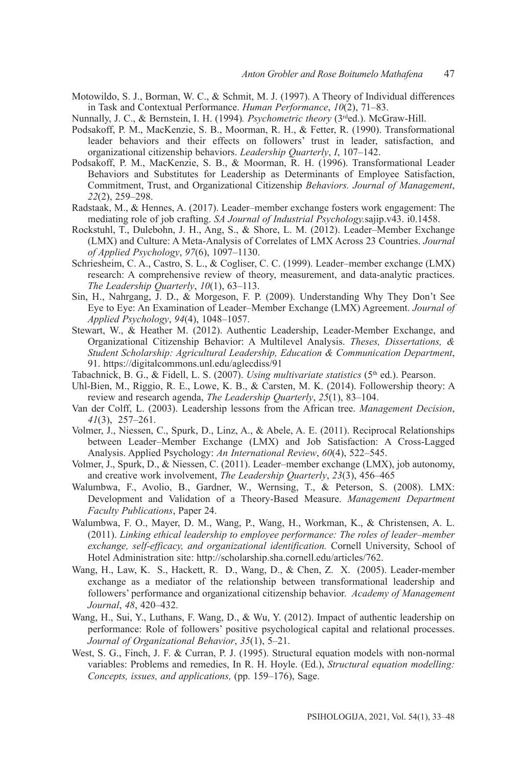Motowildo, S. J., Borman, W. C., & Schmit, M. J. (1997). A Theory of Individual differences in Task and Contextual Performance. *Human Performance*, *10*(2), 71–83.

Nunnally, J. C., & Bernstein, I. H. (1994). *Psychometric theory* (3rded.). McGraw-Hill.

Podsakoff, P. M., MacKenzie, S. B., Moorman, R. H., & Fetter, R. (1990). Transformational leader behaviors and their effects on followers' trust in leader, satisfaction, and organizational citizenship behaviors. *Leadership Quarterly*, *I*, 107–142.

Podsakoff, P. M., MacKenzie, S. B., & Moorman, R. H. (1996). Transformational Leader Behaviors and Substitutes for Leadership as Determinants of Employee Satisfaction, Commitment, Trust, and Organizational Citizenship *Behaviors. Journal of Management*, *22*(2), 259–298.

Radstaak, M., & Hennes, A. (2017). Leader–member exchange fosters work engagement: The mediating role of job crafting. *SA Journal of Industrial Psychology.*sajip.v43. i0.1458.

Rockstuhl, T., Dulebohn, J. H., Ang, S., & Shore, L. M. (2012). Leader–Member Exchange (LMX) and Culture: A Meta-Analysis of Correlates of LMX Across 23 Countries. *Journal of Applied Psychology*, *97*(6), 1097–1130.

Schriesheim, C. A., Castro, S. L., & Cogliser, C. C. (1999). Leader–member exchange (LMX) research: A comprehensive review of theory, measurement, and data-analytic practices. *The Leadership Quarterly*, *10*(1), 63–113.

Sin, H., Nahrgang, J. D., & Morgeson, F. P. (2009). Understanding Why They Don't See Eye to Eye: An Examination of Leader–Member Exchange (LMX) Agreement. *Journal of Applied Psychology*, *94*(4), 1048–1057.

Stewart, W., & Heather M. (2012). Authentic Leadership, Leader-Member Exchange, and Organizational Citizenship Behavior: A Multilevel Analysis. *Theses, Dissertations, & Student Scholarship: Agricultural Leadership, Education & Communication Department*, 91. https://digitalcommons.unl.edu/aglecdiss/91

Tabachnick, B. G., & Fidell, L. S. (2007). *Using multivariate statistics* (5th ed.). Pearson.

Uhl-Bien, M., Riggio, R. E., Lowe, K. B., & Carsten, M. K. (2014). Followership theory: A review and research agenda, *The Leadership Quarterly*, *25*(1), 83–104.

Van der Colff, L. (2003). Leadership lessons from the African tree. *Management Decision*, *41*(3), 257–261.

Volmer, J., Niessen, C., Spurk, D., Linz, A., & Abele, A. E. (2011). Reciprocal Relationships between Leader–Member Exchange (LMX) and Job Satisfaction: A Cross-Lagged Analysis. Applied Psychology: *An International Review*, *60*(4), 522–545.

Volmer, J., Spurk, D., & Niessen, C. (2011). Leader–member exchange (LMX), job autonomy, and creative work involvement, *The Leadership Quarterly*, *23*(3), 456–465

Walumbwa, F., Avolio, B., Gardner, W., Wernsing, T., & Peterson, S. (2008). LMX: Development and Validation of a Theory-Based Measure. *Management Department Faculty Publications*, Paper 24.

Walumbwa, F. O., Mayer, D. M., Wang, P., Wang, H., Workman, K., & Christensen, A. L. (2011). *Linking ethical leadership to employee performance: The roles of leader–member exchange, self-efficacy, and organizational identification.* Cornell University, School of Hotel Administration site: http://scholarship.sha.cornell.edu/articles/762.

Wang, H., Law, K. S., Hackett, R. D., Wang, D., & Chen, Z. X. (2005). Leader-member exchange as a mediator of the relationship between transformational leadership and followers' performance and organizational citizenship behavior. *Academy of Management Journal*, *48*, 420–432.

Wang, H., Sui, Y., Luthans, F. Wang, D., & Wu, Y. (2012). Impact of authentic leadership on performance: Role of followers' positive psychological capital and relational processes. *Journal of Organizational Behavior*, *35*(1), 5–21.

West, S. G., Finch, J. F. & Curran, P. J. (1995). Structural equation models with non-normal variables: Problems and remedies, In R. H. Hoyle. (Ed.), *Structural equation modelling: Concepts, issues, and applications,* (pp. 159–176), Sage.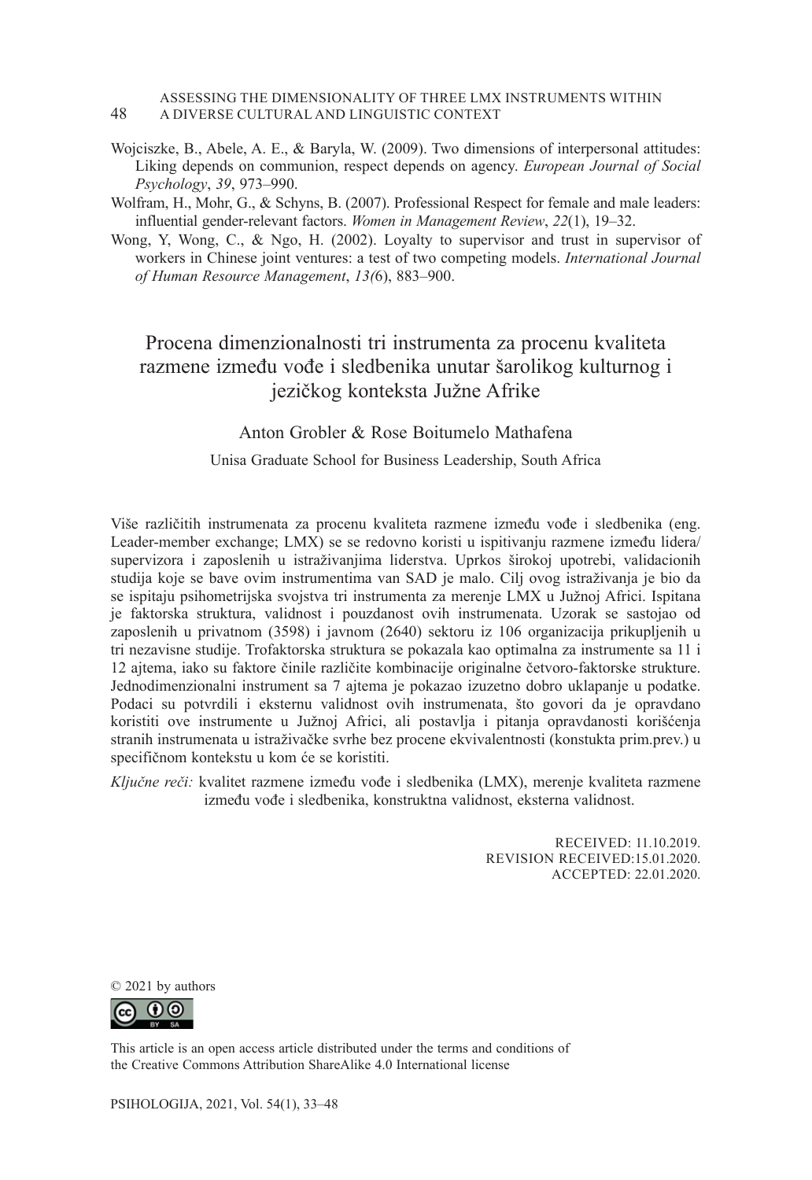Wojciszke, B., Abele, A. E., & Baryla, W. (2009). Two dimensions of interpersonal attitudes: Liking depends on communion, respect depends on agency. *European Journal of Social Psychology*, *39*, 973–990.

Wolfram, H., Mohr, G., & Schyns, B. (2007). Professional Respect for female and male leaders: influential gender-relevant factors. *Women in Management Review*, *22*(1), 19–32.

Wong, Y, Wong, C., & Ngo, H. (2002). Loyalty to supervisor and trust in supervisor of workers in Chinese joint ventures: a test of two competing models. *International Journal of Human Resource Management*, *13(*6), 883–900.

# Procena dimenzionalnosti tri instrumenta za procenu kvaliteta razmene između vođe i sledbenika unutar šarolikog kulturnog i jezičkog konteksta Južne Afrike

Anton Grobler & Rose Boitumelo Mathafena

Unisa Graduate School for Business Leadership, South Africa

Više različitih instrumenata za procenu kvaliteta razmene između vođe i sledbenika (eng. Leader-member exchange; LMX) se se redovno koristi u ispitivanju razmene između lidera/supervizora i zaposlenih u istraživanjima liderstva. Uprkos širokoj upotrebi, validacionih studija koje se bave ovim instrumentima van SAD je malo. Cilj ovog istraživanja je bio da se ispitaju psihometrijska svojstva tri instrumenta za merenje LMX u Južnoj Africi. Ispitana je faktorska struktura, validnost i pouzdanost ovih instrumenata. Uzorak se sastojao od zaposlenih u privatnom (3598) i javnom (2640) sektoru iz 106 organizacija prikupljenih u tri nezavisne studije. Trofaktorska struktura se pokazala kao optimalna za instrumente sa 11 i 12 ajtema, iako su faktore činile različite kombinacije originalne četvoro-faktorske strukture. Jednodimenzionalni instrument sa 7 ajtema je pokazao izuzetno dobro uklapanje u podatke. Podaci su potvrdili i eksternu validnost ovih instrumenata, što govori da je opravdano koristiti ove instrumente u Južnoj Africi, ali postavlja i pitanja opravdanosti korišćenja stranih instrumenata u istraživačke svrhe bez procene ekvivalentnosti (konstukta prim.prev.) u specifičnom kontekstu u kom će se koristiti.

*Ključne reči:* kvalitet razmene između vođe i sledbenika (LMX), merenje kvaliteta razmene između vođe i sledbenika, konstruktna validnost, eksterna validnost.

RECEIVED: 11.10.2019.
REVISION RECEIVED:15.01.2020.
ACCEPTED: 22.01.2020.

© 2021 by authors

This article is an open access article distributed under the terms and conditions of the Creative Commons Attribution ShareAlike 4.0 International license